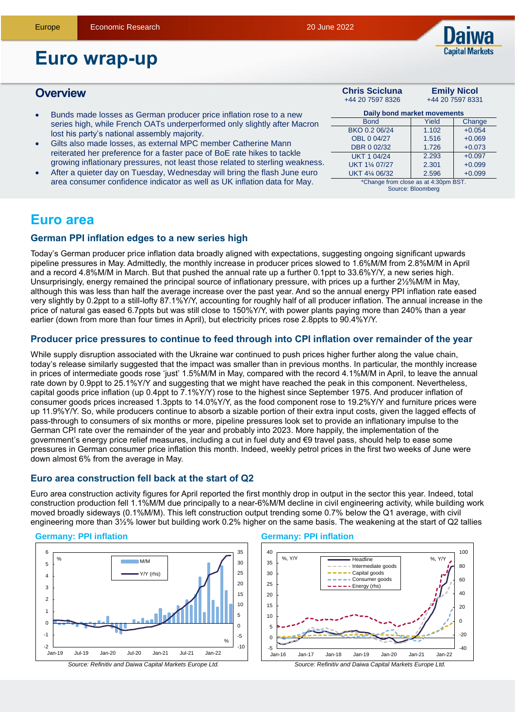Europe | Economic Research | 20 June 2022

# Euro wrap-up

## Overview

- Bunds made losses as German producer price inflation rose to a new series high, while French OATs underperformed only slightly after Macron lost his party's national assembly majority.
- Gilts also made losses, as external MPC member Catherine Mann reiterated her preference for a faster pace of BoE rate hikes to tackle growing inflationary pressures, not least those related to sterling weakness.
- After a quieter day on Tuesday, Wednesday will bring the flash June euro area consumer confidence indicator as well as UK inflation data for May.

**Chris Scicluna** +44 20 7597 8326

**Emily Nicol** +44 20 7597 8331

**Daily bond market movements**

| Bond | Yield | Change |
|---|---|---|
| BKO 0.2 06/24 | 1.102 | +0.054 |
| OBL 0 04/27 | 1.516 | +0.069 |
| DBR 0 02/32 | 1.726 | +0.073 |
| UKT 1 04/24 | 2.293 | +0.097 |
| UKT 1¼ 07/27 | 2.301 | +0.099 |
| UKT 4¼ 06/32 | 2.596 | +0.099 |

*Change from close as at 4:30pm BST.
Source: Bloomberg

# Euro area

### German PPI inflation edges to a new series high

Today's German producer price inflation data broadly aligned with expectations, suggesting ongoing significant upwards pipeline pressures in May. Admittedly, the monthly increase in producer prices slowed to 1.6%M/M from 2.8%M/M in April and a record 4.8%M/M in March. But that pushed the annual rate up a further 0.1ppt to 33.6%Y/Y, a new series high. Unsurprisingly, energy remained the principal source of inflationary pressure, with prices up a further 2½%M/M in May, although this was less than half the average increase over the past year. And so the annual energy PPI inflation rate eased very slightly by 0.2ppt to a still-lofty 87.1%Y/Y, accounting for roughly half of all producer inflation. The annual increase in the price of natural gas eased 6.7ppts but was still close to 150%Y/Y, with power plants paying more than 240% than a year earlier (down from more than four times in April), but electricity prices rose 2.8ppts to 90.4%Y/Y.

### Producer price pressures to continue to feed through into CPI inflation over remainder of the year

While supply disruption associated with the Ukraine war continued to push prices higher further along the value chain, today's release similarly suggested that the impact was smaller than in previous months. In particular, the monthly increase in prices of intermediate goods rose 'just' 1.5%M/M in May, compared with the record 4.1%M/M in April, to leave the annual rate down by 0.9ppt to 25.1%Y/Y and suggesting that we might have reached the peak in this component. Nevertheless, capital goods price inflation (up 0.4ppt to 7.1%Y/Y) rose to the highest since September 1975. And producer inflation of consumer goods prices increased 1.3ppts to 14.0%Y/Y, as the food component rose to 19.2%Y/Y and furniture prices were up 11.9%Y/Y. So, while producers continue to absorb a sizable portion of their extra input costs, given the lagged effects of pass-through to consumers of six months or more, pipeline pressures look set to provide an inflationary impulse to the German CPI rate over the remainder of the year and probably into 2023. More happily, the implementation of the government's energy price relief measures, including a cut in fuel duty and €9 travel pass, should help to ease some pressures in German consumer price inflation this month. Indeed, weekly petrol prices in the first two weeks of June were down almost 6% from the average in May.

### Euro area construction fell back at the start of Q2

Euro area construction activity figures for April reported the first monthly drop in output in the sector this year. Indeed, total construction production fell 1.1%M/M due principally to a near-6%M/M decline in civil engineering activity, while building work moved broadly sideways (0.1%M/M). This left construction output trending some 0.7% below the Q1 average, with civil engineering more than 3½% lower but building work 0.2% higher on the same basis. The weakening at the start of Q2 tallies

**Germany: PPI inflation**

*Source: Refinitiv and Daiwa Capital Markets Europe Ltd.*

**Germany: PPI inflation**

*Source: Refinitiv and Daiwa Capital Markets Europe Ltd.*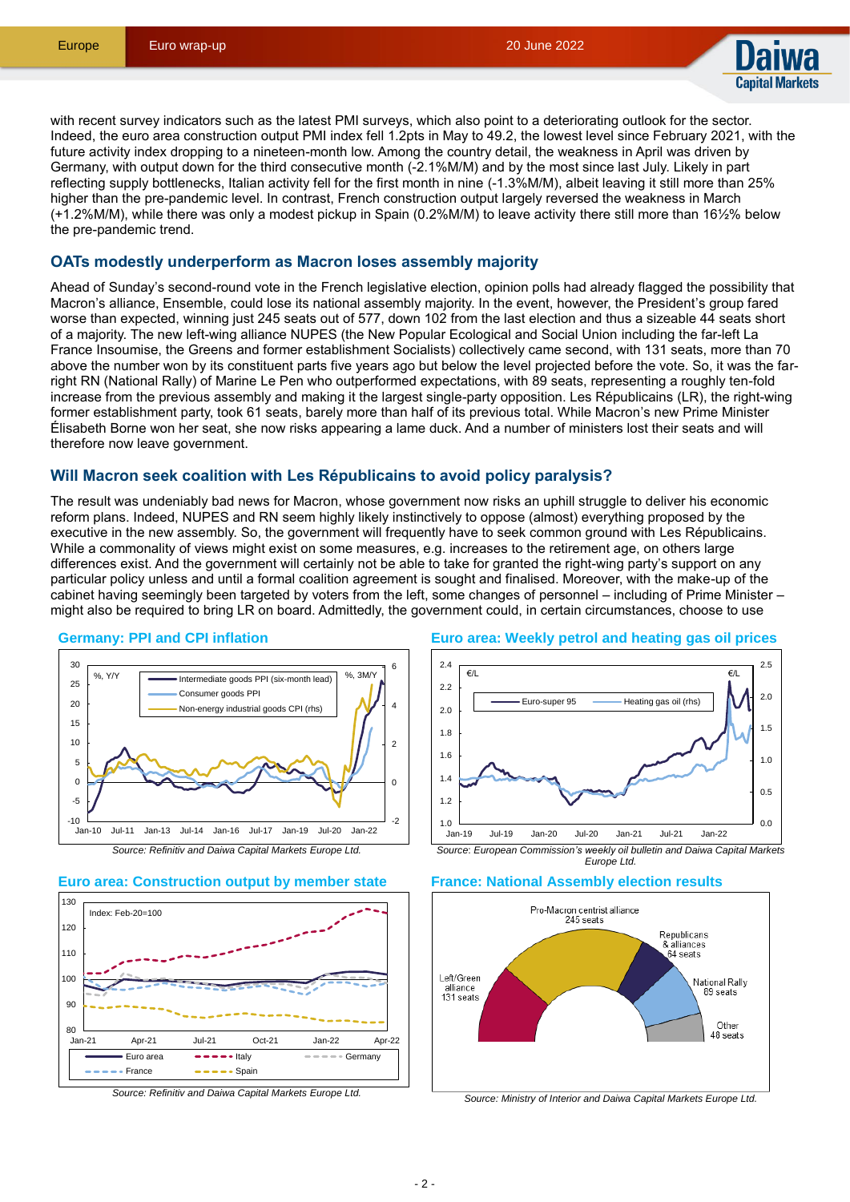with recent survey indicators such as the latest PMI surveys, which also point to a deteriorating outlook for the sector. Indeed, the euro area construction output PMI index fell 1.2pts in May to 49.2, the lowest level since February 2021, with the future activity index dropping to a nineteen-month low. Among the country detail, the weakness in April was driven by Germany, with output down for the third consecutive month (-2.1%M/M) and by the most since last July. Likely in part reflecting supply bottlenecks, Italian activity fell for the first month in nine (-1.3%M/M), albeit leaving it still more than 25% higher than the pre-pandemic level. In contrast, French construction output largely reversed the weakness in March (+1.2%M/M), while there was only a modest pickup in Spain (0.2%M/M) to leave activity there still more than 16½% below the pre-pandemic trend.

## OATs modestly underperform as Macron loses assembly majority

Ahead of Sunday's second-round vote in the French legislative election, opinion polls had already flagged the possibility that Macron's alliance, Ensemble, could lose its national assembly majority. In the event, however, the President's group fared worse than expected, winning just 245 seats out of 577, down 102 from the last election and thus a sizeable 44 seats short of a majority. The new left-wing alliance NUPES (the New Popular Ecological and Social Union including the far-left La France Insoumise, the Greens and former establishment Socialists) collectively came second, with 131 seats, more than 70 above the number won by its constituent parts five years ago but below the level projected before the vote. So, it was the far-right RN (National Rally) of Marine Le Pen who outperformed expectations, with 89 seats, representing a roughly ten-fold increase from the previous assembly and making it the largest single-party opposition. Les Républicains (LR), the right-wing former establishment party, took 61 seats, barely more than half of its previous total. While Macron's new Prime Minister Élisabeth Borne won her seat, she now risks appearing a lame duck. And a number of ministers lost their seats and will therefore now leave government.

## Will Macron seek coalition with Les Républicains to avoid policy paralysis?

The result was undeniably bad news for Macron, whose government now risks an uphill struggle to deliver his economic reform plans. Indeed, NUPES and RN seem highly likely instinctively to oppose (almost) everything proposed by the executive in the new assembly. So, the government will frequently have to seek common ground with Les Républicains. While a commonality of views might exist on some measures, e.g. increases to the retirement age, on others large differences exist. And the government will certainly not be able to take for granted the right-wing party's support on any particular policy unless and until a formal coalition agreement is sought and finalised. Moreover, with the make-up of the cabinet having seemingly been targeted by voters from the left, some changes of personnel – including of Prime Minister – might also be required to bring LR on board. Admittedly, the government could, in certain circumstances, choose to use

**Germany: PPI and CPI inflation**

*Source: Refinitiv and Daiwa Capital Markets Europe Ltd.*

**Euro area: Weekly petrol and heating gas oil prices**

*Source: European Commission's weekly oil bulletin and Daiwa Capital Markets Europe Ltd.*

**Euro area: Construction output by member state**

*Source: Refinitiv and Daiwa Capital Markets Europe Ltd.*

**France: National Assembly election results**

*Source: Ministry of Interior and Daiwa Capital Markets Europe Ltd.*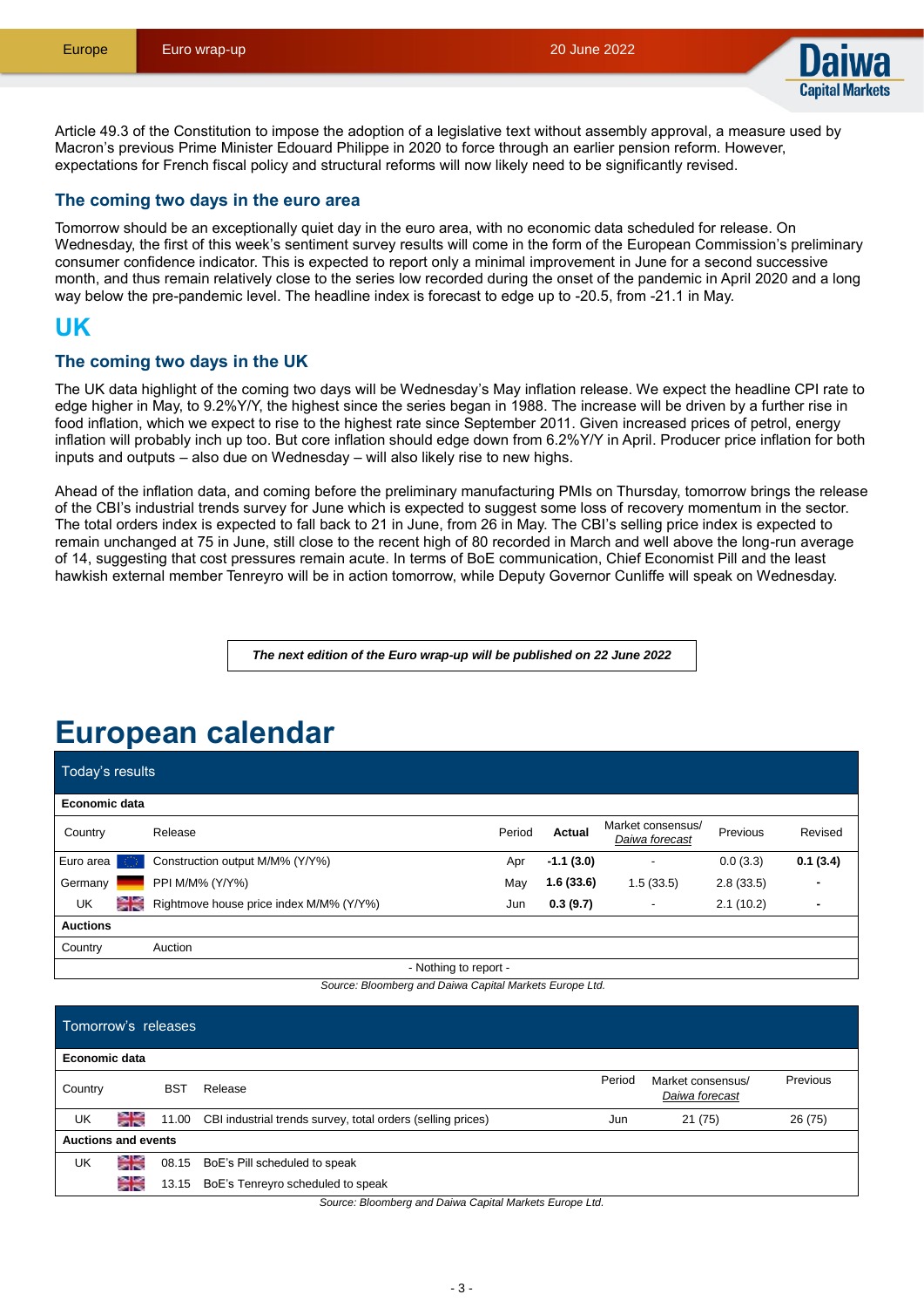Article 49.3 of the Constitution to impose the adoption of a legislative text without assembly approval, a measure used by Macron's previous Prime Minister Edouard Philippe in 2020 to force through an earlier pension reform. However, expectations for French fiscal policy and structural reforms will now likely need to be significantly revised.

### The coming two days in the euro area

Tomorrow should be an exceptionally quiet day in the euro area, with no economic data scheduled for release. On Wednesday, the first of this week's sentiment survey results will come in the form of the European Commission's preliminary consumer confidence indicator. This is expected to report only a minimal improvement in June for a second successive month, and thus remain relatively close to the series low recorded during the onset of the pandemic in April 2020 and a long way below the pre-pandemic level. The headline index is forecast to edge up to -20.5, from -21.1 in May.

## UK

### The coming two days in the UK

The UK data highlight of the coming two days will be Wednesday's May inflation release. We expect the headline CPI rate to edge higher in May, to 9.2%Y/Y, the highest since the series began in 1988. The increase will be driven by a further rise in food inflation, which we expect to rise to the highest rate since September 2011. Given increased prices of petrol, energy inflation will probably inch up too. But core inflation should edge down from 6.2%Y/Y in April. Producer price inflation for both inputs and outputs – also due on Wednesday – will also likely rise to new highs.

Ahead of the inflation data, and coming before the preliminary manufacturing PMIs on Thursday, tomorrow brings the release of the CBI's industrial trends survey for June which is expected to suggest some loss of recovery momentum in the sector. The total orders index is expected to fall back to 21 in June, from 26 in May. The CBI's selling price index is expected to remain unchanged at 75 in June, still close to the recent high of 80 recorded in March and well above the long-run average of 14, suggesting that cost pressures remain acute. In terms of BoE communication, Chief Economist Pill and the least hawkish external member Tenreyro will be in action tomorrow, while Deputy Governor Cunliffe will speak on Wednesday.

***The next edition of the Euro wrap-up will be published on 22 June 2022***

# European calendar

**Today's results**

| Country | Release | Period | Actual | Market consensus/ *Daiwa forecast* | Previous | Revised |
|---|---|---|---|---|---|---|
| **Economic data** | | | | | | |
| Euro area | Construction output M/M% (Y/Y%) | Apr | **-1.1 (3.0)** | - | 0.0 (3.3) | **0.1 (3.4)** |
| Germany | PPI M/M% (Y/Y%) | May | **1.6 (33.6)** | 1.5 (33.5) | 2.8 (33.5) | - |
| UK | Rightmove house price index M/M% (Y/Y%) | Jun | **0.3 (9.7)** | - | 2.1 (10.2) | - |
| **Auctions** | | | | | | |
| Country | Auction | | | | | |
| - Nothing to report - | | | | | | |

*Source: Bloomberg and Daiwa Capital Markets Europe Ltd.*

**Tomorrow's releases**

| Country | BST | Release | Period | Market consensus/ *Daiwa forecast* | Previous |
|---|---|---|---|---|---|
| **Economic data** | | | | | |
| UK | 11.00 | CBI industrial trends survey, total orders (selling prices) | Jun | 21 (75) | 26 (75) |
| **Auctions and events** | | | | | |
| UK | 08.15 | BoE's Pill scheduled to speak | | | |
| | 13.15 | BoE's Tenreyro scheduled to speak | | | |

*Source: Bloomberg and Daiwa Capital Markets Europe Ltd.*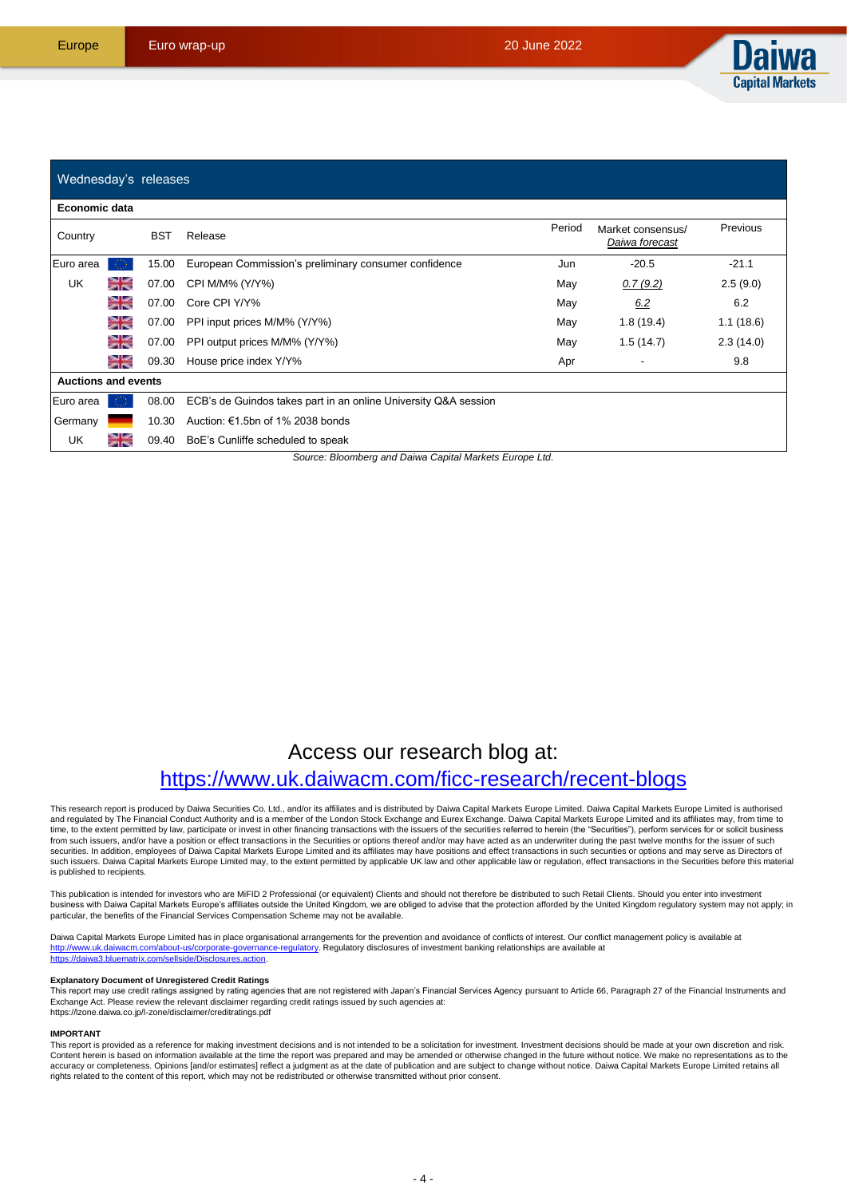## Wednesday's releases

| Country | | BST | Release | Period | Market consensus/ *Daiwa forecast* | Previous |
|---|---|---|---|---|---|---|
| **Economic data** | | | | | | |
| Euro area | | 15.00 | European Commission's preliminary consumer confidence | Jun | -20.5 | -21.1 |
| UK | | 07.00 | CPI M/M% (Y/Y%) | May | *0.7 (9.2)* | 2.5 (9.0) |
| | | 07.00 | Core CPI Y/Y% | May | *6.2* | 6.2 |
| | | 07.00 | PPI input prices M/M% (Y/Y%) | May | 1.8 (19.4) | 1.1 (18.6) |
| | | 07.00 | PPI output prices M/M% (Y/Y%) | May | 1.5 (14.7) | 2.3 (14.0) |
| | | 09.30 | House price index Y/Y% | Apr | - | 9.8 |
| **Auctions and events** | | | | | | |
| Euro area | | 08.00 | ECB's de Guindos takes part in an online University Q&A session | | | |
| Germany | | 10.30 | Auction: €1.5bn of 1% 2038 bonds | | | |
| UK | | 09.40 | BoE's Cunliffe scheduled to speak | | | |

*Source: Bloomberg and Daiwa Capital Markets Europe Ltd.*

Access our research blog at:
https://www.uk.daiwacm.com/ficc-research/recent-blogs

This research report is produced by Daiwa Securities Co. Ltd., and/or its affiliates and is distributed by Daiwa Capital Markets Europe Limited. Daiwa Capital Markets Europe Limited is authorised and regulated by The Financial Conduct Authority and is a member of the London Stock Exchange and Eurex Exchange. Daiwa Capital Markets Europe Limited and its affiliates may, from time to time, to the extent permitted by law, participate or invest in other financing transactions with the issuers of the securities referred to herein (the "Securities"), perform services for or solicit business from such issuers, and/or have a position or effect transactions in the Securities or options thereof and/or may have acted as an underwriter during the past twelve months for the issuer of such securities. In addition, employees of Daiwa Capital Markets Europe Limited and its affiliates may have positions and effect transactions in such securities or options and may serve as Directors of such issuers. Daiwa Capital Markets Europe Limited may, to the extent permitted by applicable UK law and other applicable law or regulation, effect transactions in the Securities before this material is published to recipients.

This publication is intended for investors who are MiFID 2 Professional (or equivalent) Clients and should not therefore be distributed to such Retail Clients. Should you enter into investment business with Daiwa Capital Markets Europe's affiliates outside the United Kingdom, we are obliged to advise that the protection afforded by the United Kingdom regulatory system may not apply; in particular, the benefits of the Financial Services Compensation Scheme may not be available.

Daiwa Capital Markets Europe Limited has in place organisational arrangements for the prevention and avoidance of conflicts of interest. Our conflict management policy is available at http://www.uk.daiwacm.com/about-us/corporate-governance-regulatory. Regulatory disclosures of investment banking relationships are available at https://daiwa3.bluematrix.com/sellside/Disclosures.action.

**Explanatory Document of Unregistered Credit Ratings**
This report may use credit ratings assigned by rating agencies that are not registered with Japan's Financial Services Agency pursuant to Article 66, Paragraph 27 of the Financial Instruments and Exchange Act. Please review the relevant disclaimer regarding credit ratings issued by such agencies at:
https://lzone.daiwa.co.jp/l-zone/disclaimer/creditratings.pdf

**IMPORTANT**
This report is provided as a reference for making investment decisions and is not intended to be a solicitation for investment. Investment decisions should be made at your own discretion and risk. Content herein is based on information available at the time the report was prepared and may be amended or otherwise changed in the future without notice. We make no representations as to the accuracy or completeness. Opinions [and/or estimates] reflect a judgment as at the date of publication and are subject to change without notice. Daiwa Capital Markets Europe Limited retains all rights related to the content of this report, which may not be redistributed or otherwise transmitted without prior consent.